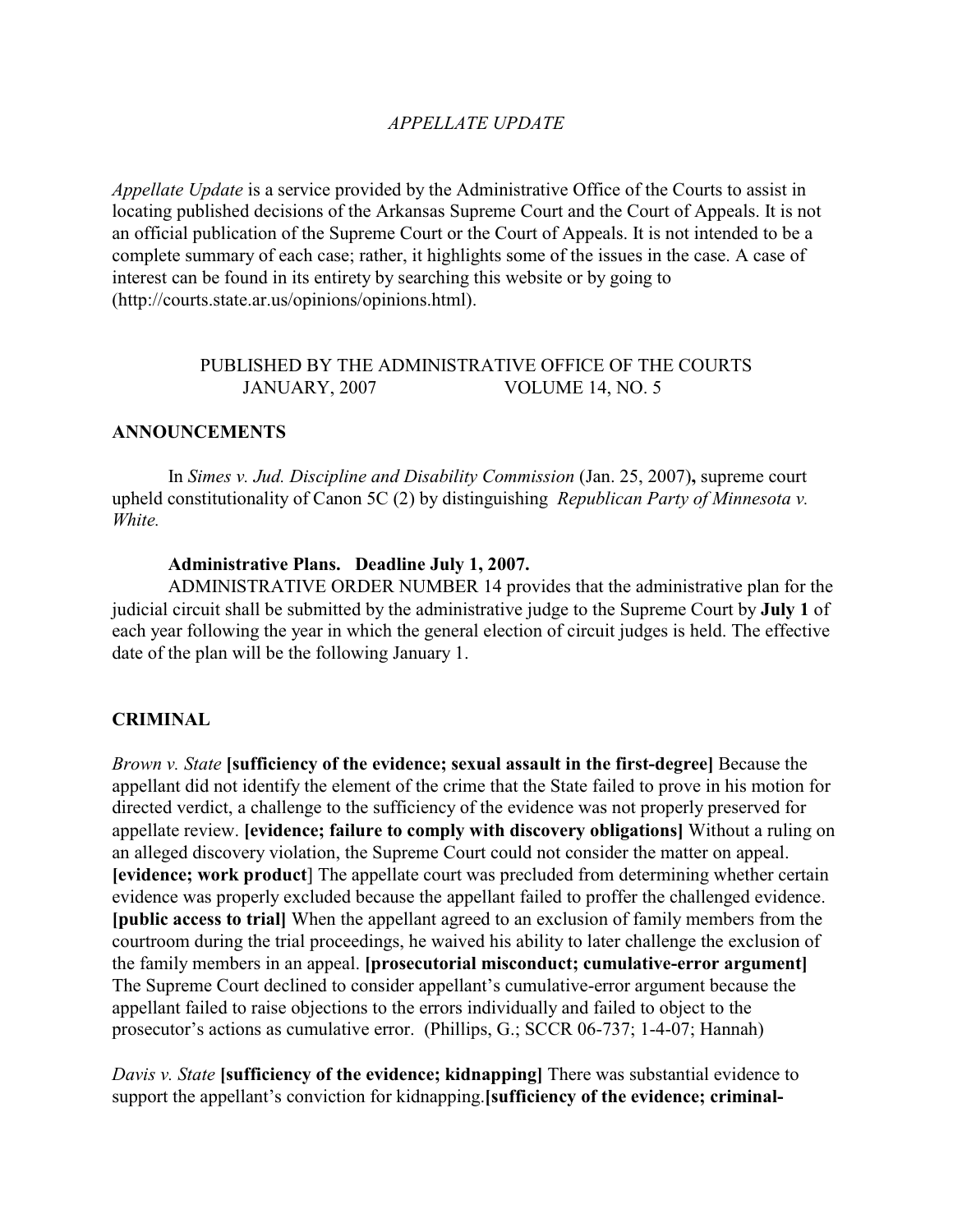*APPELLATE UPDATE*

*Appellate Update* is a service provided by the Administrative Office of the Courts to assist in locating published decisions of the Arkansas Supreme Court and the Court of Appeals. It is not an official publication of the Supreme Court or the Court of Appeals. It is not intended to be a complete summary of each case; rather, it highlights some of the issues in the case. A case of interest can be found in its entirety by searching this website or by going to (http://courts.state.ar.us/opinions/opinions.html).

PUBLISHED BY THE ADMINISTRATIVE OFFICE OF THE COURTS
JANUARY, 2007 VOLUME 14, NO. 5

## ANNOUNCEMENTS

In *Simes v. Jud. Discipline and Disability Commission* (Jan. 25, 2007)**,** supreme court upheld constitutionality of Canon 5C (2) by distinguishing *Republican Party of Minnesota v. White.*

**Administrative Plans. Deadline July 1, 2007.**

ADMINISTRATIVE ORDER NUMBER 14 provides that the administrative plan for the judicial circuit shall be submitted by the administrative judge to the Supreme Court by **July 1** of each year following the year in which the general election of circuit judges is held. The effective date of the plan will be the following January 1.

## CRIMINAL

*Brown v. State* **[sufficiency of the evidence; sexual assault in the first-degree]** Because the appellant did not identify the element of the crime that the State failed to prove in his motion for directed verdict, a challenge to the sufficiency of the evidence was not properly preserved for appellate review. **[evidence; failure to comply with discovery obligations]** Without a ruling on an alleged discovery violation, the Supreme Court could not consider the matter on appeal. **[evidence; work product]** The appellate court was precluded from determining whether certain evidence was properly excluded because the appellant failed to proffer the challenged evidence. **[public access to trial]** When the appellant agreed to an exclusion of family members from the courtroom during the trial proceedings, he waived his ability to later challenge the exclusion of the family members in an appeal. **[prosecutorial misconduct; cumulative-error argument]** The Supreme Court declined to consider appellant's cumulative-error argument because the appellant failed to raise objections to the errors individually and failed to object to the prosecutor's actions as cumulative error. (Phillips, G.; SCCR 06-737; 1-4-07; Hannah)

*Davis v. State* **[sufficiency of the evidence; kidnapping]** There was substantial evidence to support the appellant's conviction for kidnapping.**[sufficiency of the evidence; criminal-**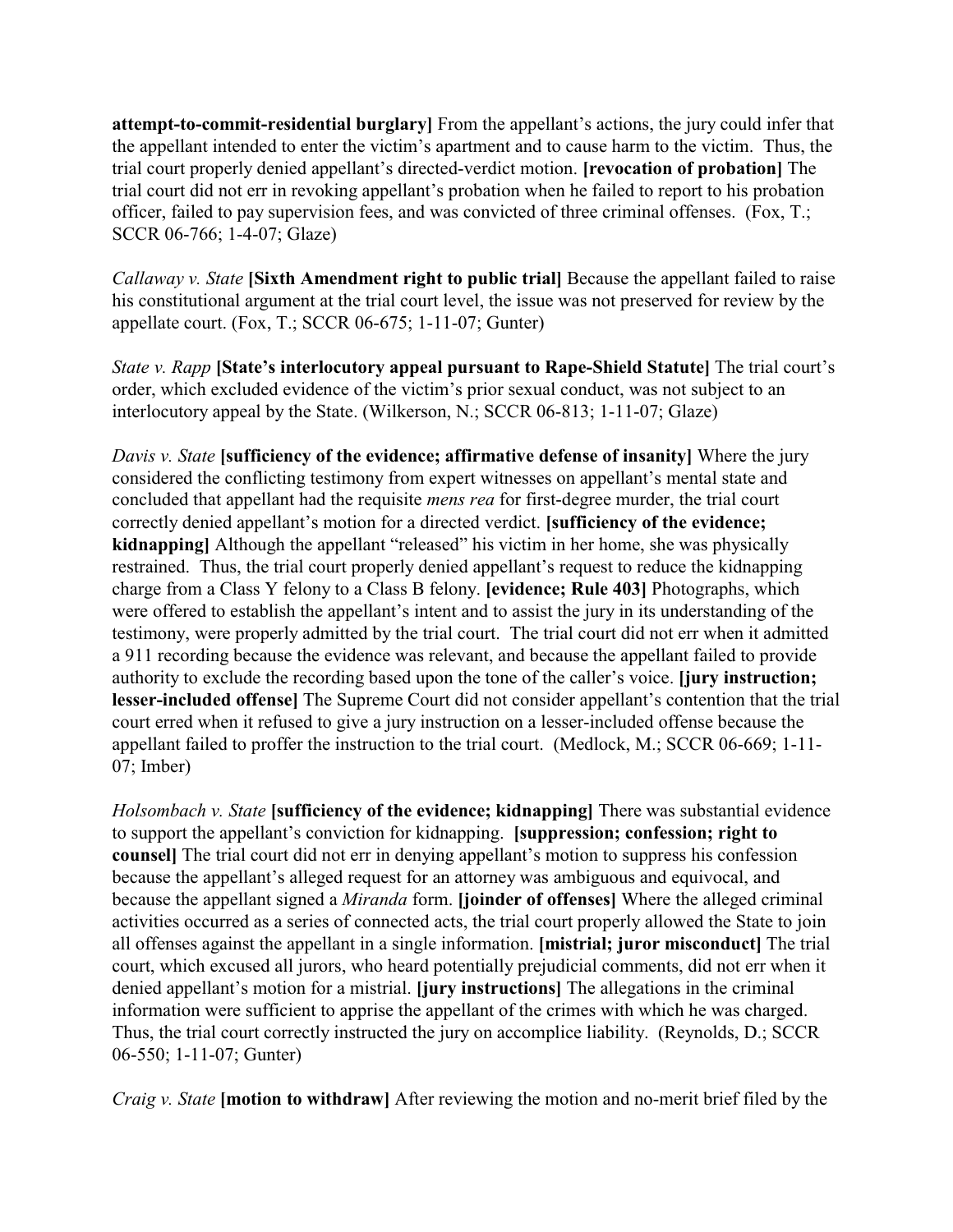**attempt-to-commit-residential burglary]** From the appellant's actions, the jury could infer that the appellant intended to enter the victim's apartment and to cause harm to the victim. Thus, the trial court properly denied appellant's directed-verdict motion. **[revocation of probation]** The trial court did not err in revoking appellant's probation when he failed to report to his probation officer, failed to pay supervision fees, and was convicted of three criminal offenses. (Fox, T.; SCCR 06-766; 1-4-07; Glaze)

*Callaway v. State* **[Sixth Amendment right to public trial]** Because the appellant failed to raise his constitutional argument at the trial court level, the issue was not preserved for review by the appellate court. (Fox, T.; SCCR 06-675; 1-11-07; Gunter)

*State v. Rapp* **[State's interlocutory appeal pursuant to Rape-Shield Statute]** The trial court's order, which excluded evidence of the victim's prior sexual conduct, was not subject to an interlocutory appeal by the State. (Wilkerson, N.; SCCR 06-813; 1-11-07; Glaze)

*Davis v. State* **[sufficiency of the evidence; affirmative defense of insanity]** Where the jury considered the conflicting testimony from expert witnesses on appellant's mental state and concluded that appellant had the requisite *mens rea* for first-degree murder, the trial court correctly denied appellant's motion for a directed verdict. **[sufficiency of the evidence; kidnapping]** Although the appellant "released" his victim in her home, she was physically restrained. Thus, the trial court properly denied appellant's request to reduce the kidnapping charge from a Class Y felony to a Class B felony. **[evidence; Rule 403]** Photographs, which were offered to establish the appellant's intent and to assist the jury in its understanding of the testimony, were properly admitted by the trial court. The trial court did not err when it admitted a 911 recording because the evidence was relevant, and because the appellant failed to provide authority to exclude the recording based upon the tone of the caller's voice. **[jury instruction; lesser-included offense]** The Supreme Court did not consider appellant's contention that the trial court erred when it refused to give a jury instruction on a lesser-included offense because the appellant failed to proffer the instruction to the trial court. (Medlock, M.; SCCR 06-669; 1-11-07; Imber)

*Holsombach v. State* **[sufficiency of the evidence; kidnapping]** There was substantial evidence to support the appellant's conviction for kidnapping. **[suppression; confession; right to counsel]** The trial court did not err in denying appellant's motion to suppress his confession because the appellant's alleged request for an attorney was ambiguous and equivocal, and because the appellant signed a *Miranda* form. **[joinder of offenses]** Where the alleged criminal activities occurred as a series of connected acts, the trial court properly allowed the State to join all offenses against the appellant in a single information. **[mistrial; juror misconduct]** The trial court, which excused all jurors, who heard potentially prejudicial comments, did not err when it denied appellant's motion for a mistrial. **[jury instructions]** The allegations in the criminal information were sufficient to apprise the appellant of the crimes with which he was charged. Thus, the trial court correctly instructed the jury on accomplice liability. (Reynolds, D.; SCCR 06-550; 1-11-07; Gunter)

*Craig v. State* **[motion to withdraw]** After reviewing the motion and no-merit brief filed by the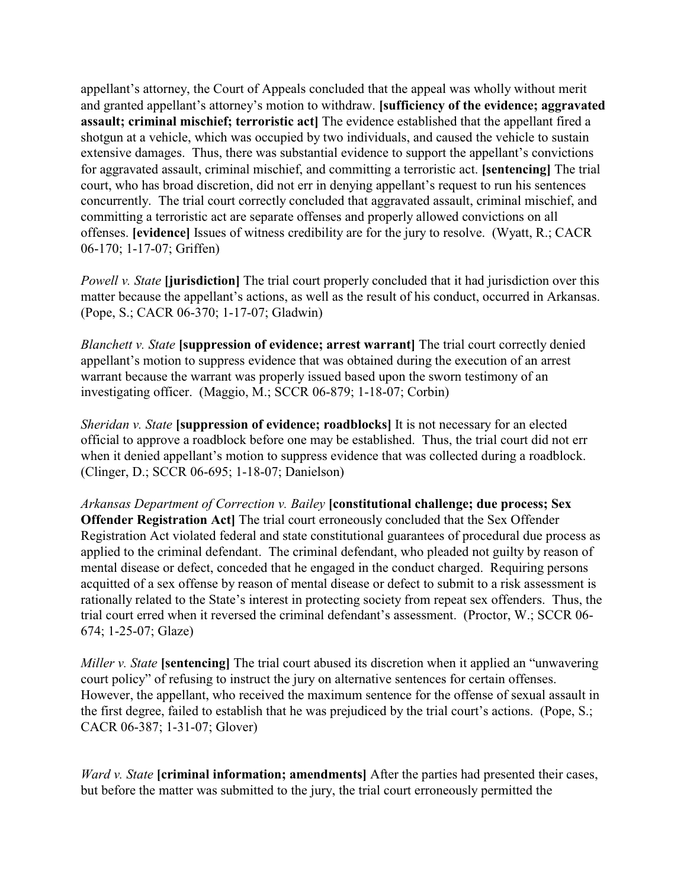appellant's attorney, the Court of Appeals concluded that the appeal was wholly without merit and granted appellant's attorney's motion to withdraw. **[sufficiency of the evidence; aggravated assault; criminal mischief; terroristic act]** The evidence established that the appellant fired a shotgun at a vehicle, which was occupied by two individuals, and caused the vehicle to sustain extensive damages. Thus, there was substantial evidence to support the appellant's convictions for aggravated assault, criminal mischief, and committing a terroristic act. **[sentencing]** The trial court, who has broad discretion, did not err in denying appellant's request to run his sentences concurrently. The trial court correctly concluded that aggravated assault, criminal mischief, and committing a terroristic act are separate offenses and properly allowed convictions on all offenses. **[evidence]** Issues of witness credibility are for the jury to resolve. (Wyatt, R.; CACR 06-170; 1-17-07; Griffen)

*Powell v. State* **[jurisdiction]** The trial court properly concluded that it had jurisdiction over this matter because the appellant's actions, as well as the result of his conduct, occurred in Arkansas. (Pope, S.; CACR 06-370; 1-17-07; Gladwin)

*Blanchett v. State* **[suppression of evidence; arrest warrant]** The trial court correctly denied appellant's motion to suppress evidence that was obtained during the execution of an arrest warrant because the warrant was properly issued based upon the sworn testimony of an investigating officer. (Maggio, M.; SCCR 06-879; 1-18-07; Corbin)

*Sheridan v. State* **[suppression of evidence; roadblocks]** It is not necessary for an elected official to approve a roadblock before one may be established. Thus, the trial court did not err when it denied appellant's motion to suppress evidence that was collected during a roadblock. (Clinger, D.; SCCR 06-695; 1-18-07; Danielson)

*Arkansas Department of Correction v. Bailey* **[constitutional challenge; due process; Sex Offender Registration Act]** The trial court erroneously concluded that the Sex Offender Registration Act violated federal and state constitutional guarantees of procedural due process as applied to the criminal defendant. The criminal defendant, who pleaded not guilty by reason of mental disease or defect, conceded that he engaged in the conduct charged. Requiring persons acquitted of a sex offense by reason of mental disease or defect to submit to a risk assessment is rationally related to the State's interest in protecting society from repeat sex offenders. Thus, the trial court erred when it reversed the criminal defendant's assessment. (Proctor, W.; SCCR 06-674; 1-25-07; Glaze)

*Miller v. State* **[sentencing]** The trial court abused its discretion when it applied an "unwavering court policy" of refusing to instruct the jury on alternative sentences for certain offenses. However, the appellant, who received the maximum sentence for the offense of sexual assault in the first degree, failed to establish that he was prejudiced by the trial court's actions. (Pope, S.; CACR 06-387; 1-31-07; Glover)

*Ward v. State* **[criminal information; amendments]** After the parties had presented their cases, but before the matter was submitted to the jury, the trial court erroneously permitted the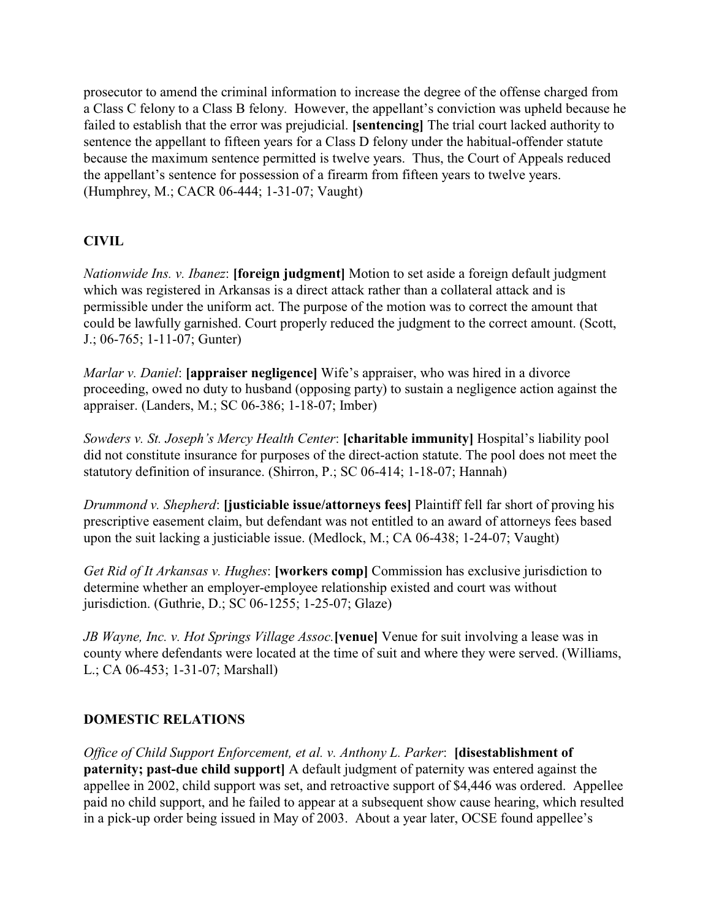prosecutor to amend the criminal information to increase the degree of the offense charged from a Class C felony to a Class B felony. However, the appellant's conviction was upheld because he failed to establish that the error was prejudicial. **[sentencing]** The trial court lacked authority to sentence the appellant to fifteen years for a Class D felony under the habitual-offender statute because the maximum sentence permitted is twelve years. Thus, the Court of Appeals reduced the appellant's sentence for possession of a firearm from fifteen years to twelve years. (Humphrey, M.; CACR 06-444; 1-31-07; Vaught)

## CIVIL

*Nationwide Ins. v. Ibanez*: **[foreign judgment]** Motion to set aside a foreign default judgment which was registered in Arkansas is a direct attack rather than a collateral attack and is permissible under the uniform act. The purpose of the motion was to correct the amount that could be lawfully garnished. Court properly reduced the judgment to the correct amount. (Scott, J.; 06-765; 1-11-07; Gunter)

*Marlar v. Daniel*: **[appraiser negligence]** Wife's appraiser, who was hired in a divorce proceeding, owed no duty to husband (opposing party) to sustain a negligence action against the appraiser. (Landers, M.; SC 06-386; 1-18-07; Imber)

*Sowders v. St. Joseph's Mercy Health Center*: **[charitable immunity]** Hospital's liability pool did not constitute insurance for purposes of the direct-action statute. The pool does not meet the statutory definition of insurance. (Shirron, P.; SC 06-414; 1-18-07; Hannah)

*Drummond v. Shepherd*: **[justiciable issue/attorneys fees]** Plaintiff fell far short of proving his prescriptive easement claim, but defendant was not entitled to an award of attorneys fees based upon the suit lacking a justiciable issue. (Medlock, M.; CA 06-438; 1-24-07; Vaught)

*Get Rid of It Arkansas v. Hughes*: **[workers comp]** Commission has exclusive jurisdiction to determine whether an employer-employee relationship existed and court was without jurisdiction. (Guthrie, D.; SC 06-1255; 1-25-07; Glaze)

*JB Wayne, Inc. v. Hot Springs Village Assoc.* **[venue]** Venue for suit involving a lease was in county where defendants were located at the time of suit and where they were served. (Williams, L.; CA 06-453; 1-31-07; Marshall)

## DOMESTIC RELATIONS

*Office of Child Support Enforcement, et al. v. Anthony L. Parker*: **[disestablishment of paternity; past-due child support]** A default judgment of paternity was entered against the appellee in 2002, child support was set, and retroactive support of $4,446 was ordered. Appellee paid no child support, and he failed to appear at a subsequent show cause hearing, which resulted in a pick-up order being issued in May of 2003. About a year later, OCSE found appellee's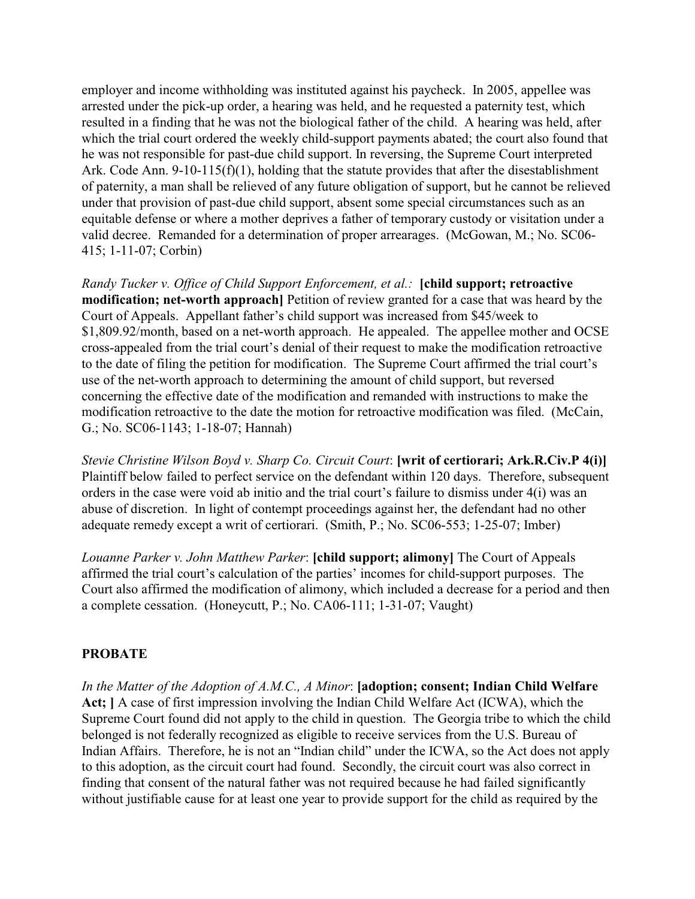employer and income withholding was instituted against his paycheck. In 2005, appellee was arrested under the pick-up order, a hearing was held, and he requested a paternity test, which resulted in a finding that he was not the biological father of the child. A hearing was held, after which the trial court ordered the weekly child-support payments abated; the court also found that he was not responsible for past-due child support. In reversing, the Supreme Court interpreted Ark. Code Ann. 9-10-115(f)(1), holding that the statute provides that after the disestablishment of paternity, a man shall be relieved of any future obligation of support, but he cannot be relieved under that provision of past-due child support, absent some special circumstances such as an equitable defense or where a mother deprives a father of temporary custody or visitation under a valid decree. Remanded for a determination of proper arrearages. (McGowan, M.; No. SC06-415; 1-11-07; Corbin)

*Randy Tucker v. Office of Child Support Enforcement, et al.:* **[child support; retroactive modification; net-worth approach]** Petition of review granted for a case that was heard by the Court of Appeals. Appellant father's child support was increased from $45/week to $1,809.92/month, based on a net-worth approach. He appealed. The appellee mother and OCSE cross-appealed from the trial court's denial of their request to make the modification retroactive to the date of filing the petition for modification. The Supreme Court affirmed the trial court's use of the net-worth approach to determining the amount of child support, but reversed concerning the effective date of the modification and remanded with instructions to make the modification retroactive to the date the motion for retroactive modification was filed. (McCain, G.; No. SC06-1143; 1-18-07; Hannah)

*Stevie Christine Wilson Boyd v. Sharp Co. Circuit Court*: **[writ of certiorari; Ark.R.Civ.P 4(i)]** Plaintiff below failed to perfect service on the defendant within 120 days. Therefore, subsequent orders in the case were void ab initio and the trial court's failure to dismiss under 4(i) was an abuse of discretion. In light of contempt proceedings against her, the defendant had no other adequate remedy except a writ of certiorari. (Smith, P.; No. SC06-553; 1-25-07; Imber)

*Louanne Parker v. John Matthew Parker*: **[child support; alimony]** The Court of Appeals affirmed the trial court's calculation of the parties' incomes for child-support purposes. The Court also affirmed the modification of alimony, which included a decrease for a period and then a complete cessation. (Honeycutt, P.; No. CA06-111; 1-31-07; Vaught)

## PROBATE

*In the Matter of the Adoption of A.M.C., A Minor*: **[adoption; consent; Indian Child Welfare Act; ]** A case of first impression involving the Indian Child Welfare Act (ICWA), which the Supreme Court found did not apply to the child in question. The Georgia tribe to which the child belonged is not federally recognized as eligible to receive services from the U.S. Bureau of Indian Affairs. Therefore, he is not an "Indian child" under the ICWA, so the Act does not apply to this adoption, as the circuit court had found. Secondly, the circuit court was also correct in finding that consent of the natural father was not required because he had failed significantly without justifiable cause for at least one year to provide support for the child as required by the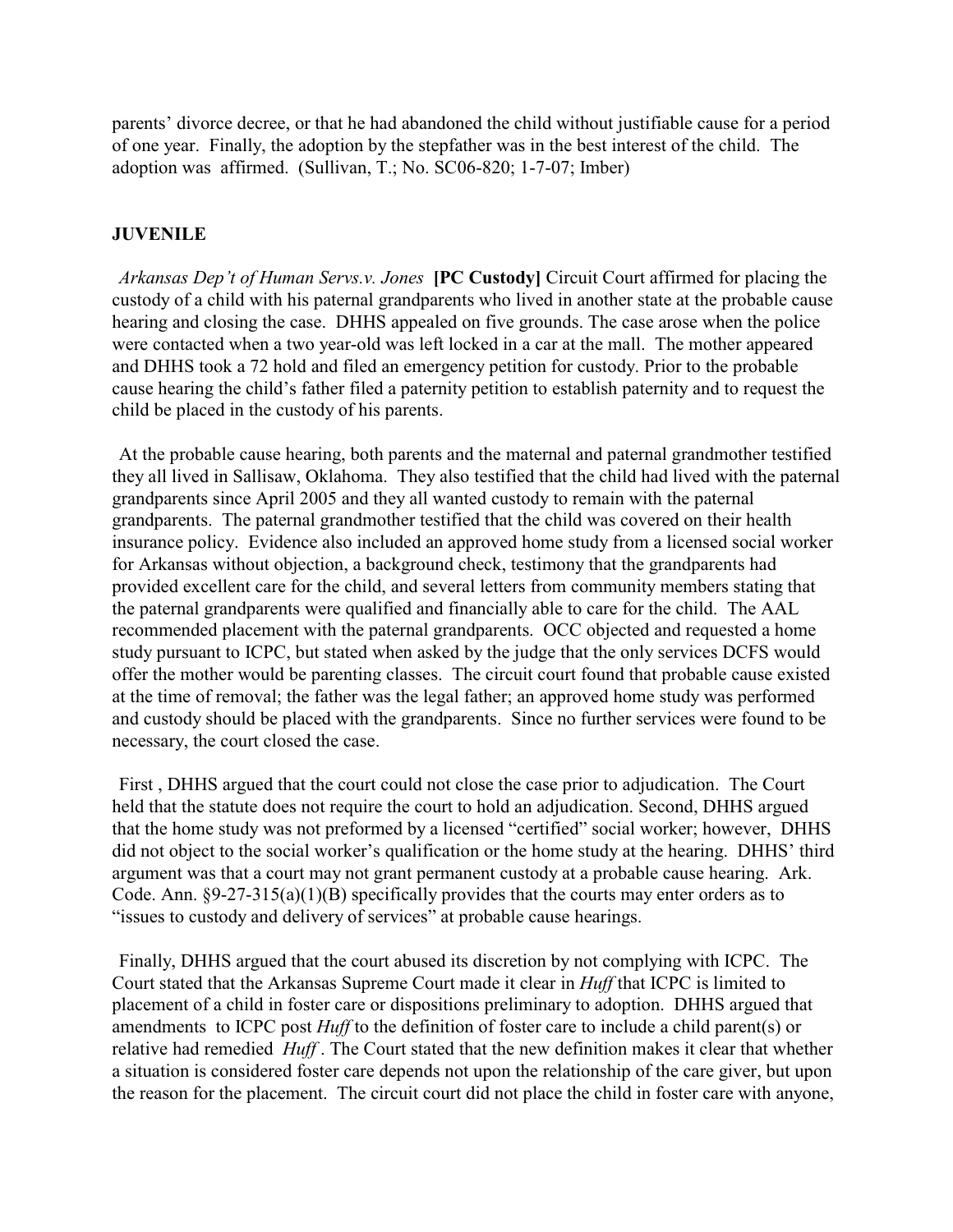parents' divorce decree, or that he had abandoned the child without justifiable cause for a period of one year. Finally, the adoption by the stepfather was in the best interest of the child. The adoption was affirmed. (Sullivan, T.; No. SC06-820; 1-7-07; Imber)

## JUVENILE

*Arkansas Dep't of Human Servs.v. Jones* **[PC Custody]** Circuit Court affirmed for placing the custody of a child with his paternal grandparents who lived in another state at the probable cause hearing and closing the case. DHHS appealed on five grounds. The case arose when the police were contacted when a two year-old was left locked in a car at the mall. The mother appeared and DHHS took a 72 hold and filed an emergency petition for custody. Prior to the probable cause hearing the child's father filed a paternity petition to establish paternity and to request the child be placed in the custody of his parents.

At the probable cause hearing, both parents and the maternal and paternal grandmother testified they all lived in Sallisaw, Oklahoma. They also testified that the child had lived with the paternal grandparents since April 2005 and they all wanted custody to remain with the paternal grandparents. The paternal grandmother testified that the child was covered on their health insurance policy. Evidence also included an approved home study from a licensed social worker for Arkansas without objection, a background check, testimony that the grandparents had provided excellent care for the child, and several letters from community members stating that the paternal grandparents were qualified and financially able to care for the child. The AAL recommended placement with the paternal grandparents. OCC objected and requested a home study pursuant to ICPC, but stated when asked by the judge that the only services DCFS would offer the mother would be parenting classes. The circuit court found that probable cause existed at the time of removal; the father was the legal father; an approved home study was performed and custody should be placed with the grandparents. Since no further services were found to be necessary, the court closed the case.

First , DHHS argued that the court could not close the case prior to adjudication. The Court held that the statute does not require the court to hold an adjudication. Second, DHHS argued that the home study was not preformed by a licensed "certified" social worker; however, DHHS did not object to the social worker's qualification or the home study at the hearing. DHHS' third argument was that a court may not grant permanent custody at a probable cause hearing. Ark. Code. Ann. §9-27-315(a)(1)(B) specifically provides that the courts may enter orders as to "issues to custody and delivery of services" at probable cause hearings.

Finally, DHHS argued that the court abused its discretion by not complying with ICPC. The Court stated that the Arkansas Supreme Court made it clear in *Huff* that ICPC is limited to placement of a child in foster care or dispositions preliminary to adoption. DHHS argued that amendments to ICPC post *Huff* to the definition of foster care to include a child parent(s) or relative had remedied *Huff* . The Court stated that the new definition makes it clear that whether a situation is considered foster care depends not upon the relationship of the care giver, but upon the reason for the placement. The circuit court did not place the child in foster care with anyone,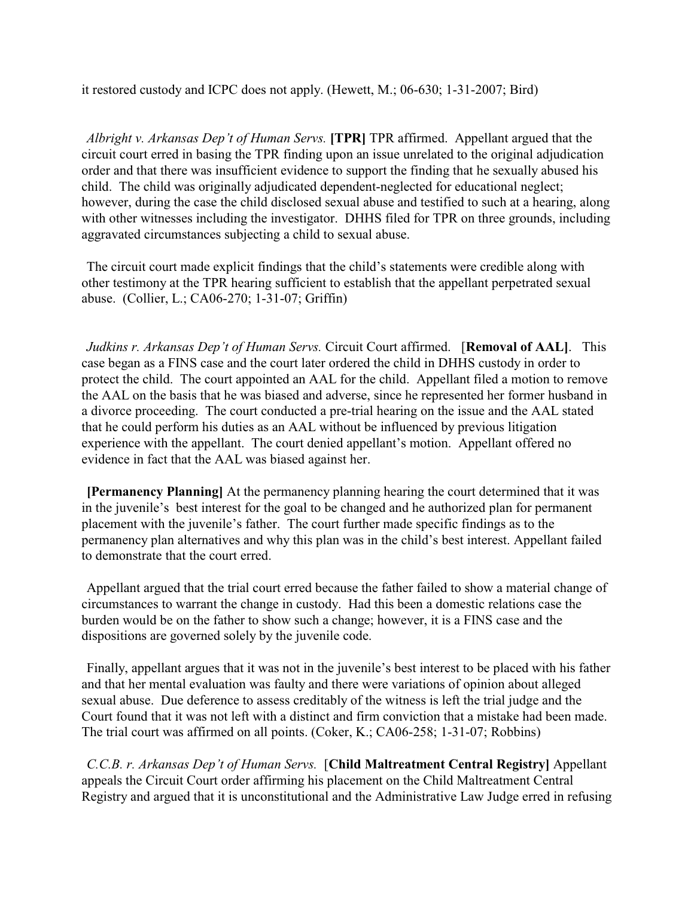it restored custody and ICPC does not apply. (Hewett, M.; 06-630; 1-31-2007; Bird)

*Albright v. Arkansas Dep't of Human Servs.* **[TPR]** TPR affirmed. Appellant argued that the circuit court erred in basing the TPR finding upon an issue unrelated to the original adjudication order and that there was insufficient evidence to support the finding that he sexually abused his child. The child was originally adjudicated dependent-neglected for educational neglect; however, during the case the child disclosed sexual abuse and testified to such at a hearing, along with other witnesses including the investigator. DHHS filed for TPR on three grounds, including aggravated circumstances subjecting a child to sexual abuse.

The circuit court made explicit findings that the child's statements were credible along with other testimony at the TPR hearing sufficient to establish that the appellant perpetrated sexual abuse. (Collier, L.; CA06-270; 1-31-07; Griffin)

*Judkins r. Arkansas Dep't of Human Servs.* Circuit Court affirmed. [**Removal of AAL**]. This case began as a FINS case and the court later ordered the child in DHHS custody in order to protect the child. The court appointed an AAL for the child. Appellant filed a motion to remove the AAL on the basis that he was biased and adverse, since he represented her former husband in a divorce proceeding. The court conducted a pre-trial hearing on the issue and the AAL stated that he could perform his duties as an AAL without be influenced by previous litigation experience with the appellant. The court denied appellant's motion. Appellant offered no evidence in fact that the AAL was biased against her.

**[Permanency Planning]** At the permanency planning hearing the court determined that it was in the juvenile's best interest for the goal to be changed and he authorized plan for permanent placement with the juvenile's father. The court further made specific findings as to the permanency plan alternatives and why this plan was in the child's best interest. Appellant failed to demonstrate that the court erred.

Appellant argued that the trial court erred because the father failed to show a material change of circumstances to warrant the change in custody. Had this been a domestic relations case the burden would be on the father to show such a change; however, it is a FINS case and the dispositions are governed solely by the juvenile code.

Finally, appellant argues that it was not in the juvenile's best interest to be placed with his father and that her mental evaluation was faulty and there were variations of opinion about alleged sexual abuse. Due deference to assess creditably of the witness is left the trial judge and the Court found that it was not left with a distinct and firm conviction that a mistake had been made. The trial court was affirmed on all points. (Coker, K.; CA06-258; 1-31-07; Robbins)

*C.C.B. r. Arkansas Dep't of Human Servs.* [**Child Maltreatment Central Registry]** Appellant appeals the Circuit Court order affirming his placement on the Child Maltreatment Central Registry and argued that it is unconstitutional and the Administrative Law Judge erred in refusing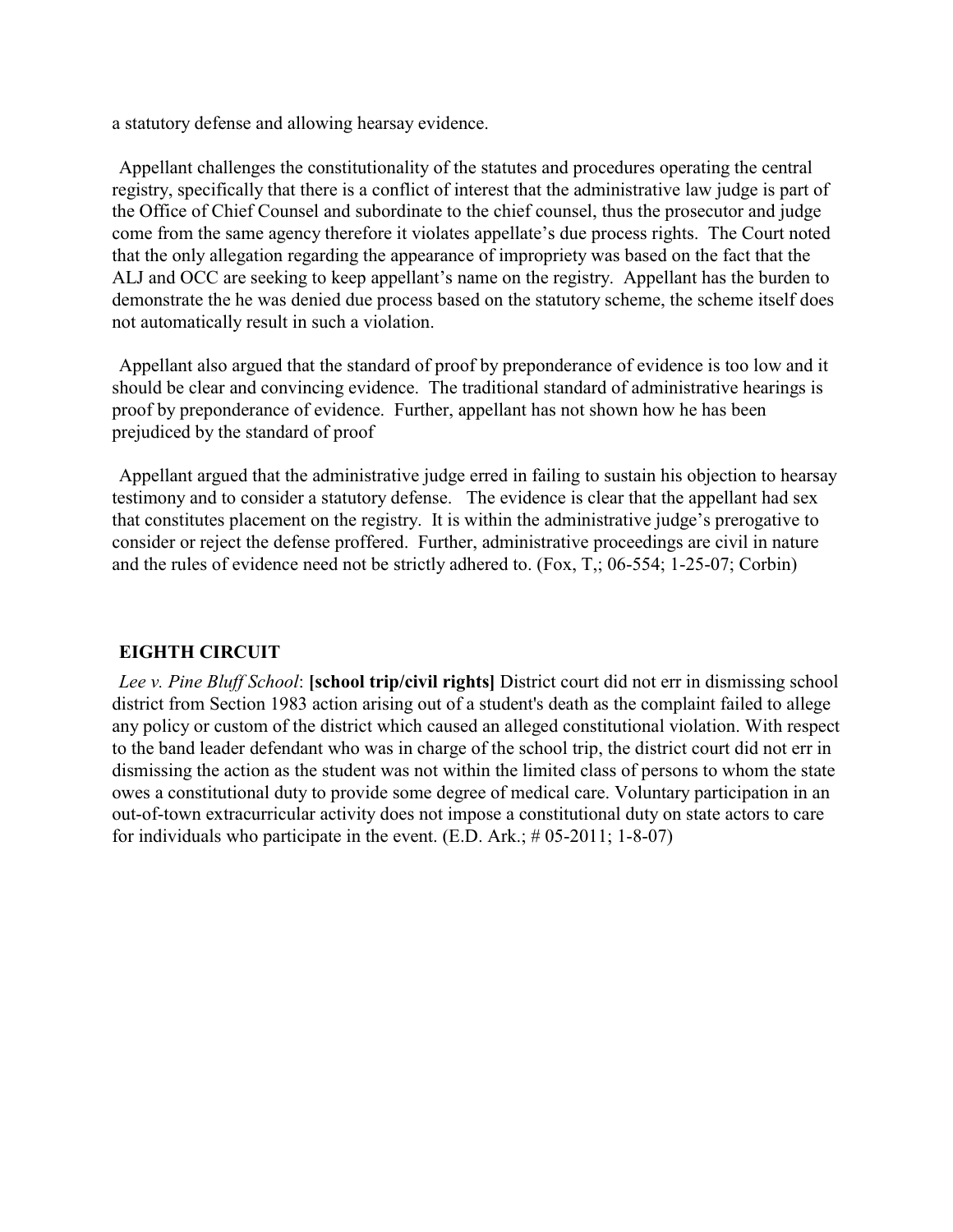a statutory defense and allowing hearsay evidence.

Appellant challenges the constitutionality of the statutes and procedures operating the central registry, specifically that there is a conflict of interest that the administrative law judge is part of the Office of Chief Counsel and subordinate to the chief counsel, thus the prosecutor and judge come from the same agency therefore it violates appellate's due process rights. The Court noted that the only allegation regarding the appearance of impropriety was based on the fact that the ALJ and OCC are seeking to keep appellant's name on the registry. Appellant has the burden to demonstrate the he was denied due process based on the statutory scheme, the scheme itself does not automatically result in such a violation.

Appellant also argued that the standard of proof by preponderance of evidence is too low and it should be clear and convincing evidence. The traditional standard of administrative hearings is proof by preponderance of evidence. Further, appellant has not shown how he has been prejudiced by the standard of proof

Appellant argued that the administrative judge erred in failing to sustain his objection to hearsay testimony and to consider a statutory defense. The evidence is clear that the appellant had sex that constitutes placement on the registry. It is within the administrative judge's prerogative to consider or reject the defense proffered. Further, administrative proceedings are civil in nature and the rules of evidence need not be strictly adhered to. (Fox, T,; 06-554; 1-25-07; Corbin)

## EIGHTH CIRCUIT

*Lee v. Pine Bluff School*: **[school trip/civil rights]** District court did not err in dismissing school district from Section 1983 action arising out of a student's death as the complaint failed to allege any policy or custom of the district which caused an alleged constitutional violation. With respect to the band leader defendant who was in charge of the school trip, the district court did not err in dismissing the action as the student was not within the limited class of persons to whom the state owes a constitutional duty to provide some degree of medical care. Voluntary participation in an out-of-town extracurricular activity does not impose a constitutional duty on state actors to care for individuals who participate in the event. (E.D. Ark.; # 05-2011; 1-8-07)